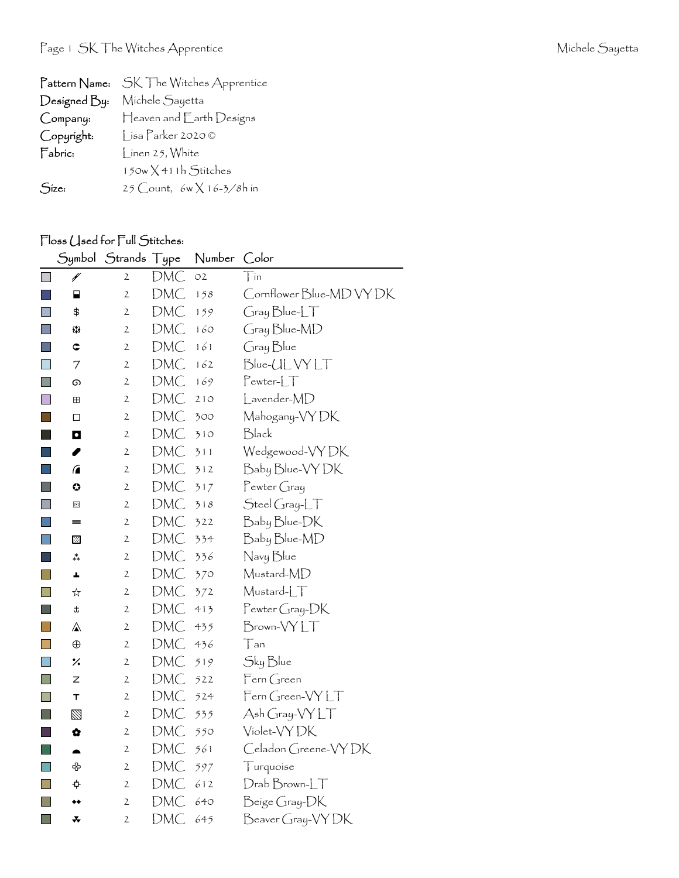| | |
|---|---|
| **Pattern Name:** | SK The Witches Apprentice |
| **Designed By:** | Michele Sayetta |
| **Company:** | Heaven and Earth Designs |
| **Copyright:** | Lisa Parker 2020 © |
| **Fabric:** | Linen 25, White |
| | 150w X 411h Stitches |
| **Size:** | 25 Count, 6w X 16-3/8h in |

## Floss Used for Full Stitches:

| Symbol | Strands | Type | Number | Color |
|---|---|---|---|---|
| ⁄⁄ | 2 | DMC | 02 | Tin |
| ⬓ | 2 | DMC | 158 | Cornflower Blue-MD VY DK |
| $ | 2 | DMC | 159 | Gray Blue-LT |
| ❈ | 2 | DMC | 160 | Gray Blue-MD |
| ⊂ | 2 | DMC | 161 | Gray Blue |
| 7 | 2 | DMC | 162 | Blue-UL VY LT |
| ⅁ | 2 | DMC | 169 | Pewter-LT |
| ⊞ | 2 | DMC | 210 | Lavender-MD |
| □ | 2 | DMC | 300 | Mahogany-VY DK |
| ◘ | 2 | DMC | 310 | Black |
| ⬮ | 2 | DMC | 311 | Wedgewood-VY DK |
| ◢ | 2 | DMC | 312 | Baby Blue-VY DK |
| ✪ | 2 | DMC | 317 | Pewter Gray |
| ⊡ | 2 | DMC | 318 | Steel Gray-LT |
| ═ | 2 | DMC | 322 | Baby Blue-DK |
| ▩ | 2 | DMC | 334 | Baby Blue-MD |
| ⁂ | 2 | DMC | 336 | Navy Blue |
| ⊥ | 2 | DMC | 370 | Mustard-MD |
| ☆ | 2 | DMC | 372 | Mustard-LT |
| ⚓ | 2 | DMC | 413 | Pewter Gray-DK |
| ⟁ | 2 | DMC | 435 | Brown-VY LT |
| ⊕ | 2 | DMC | 436 | Tan |
| ⁒ | 2 | DMC | 519 | Sky Blue |
| Z | 2 | DMC | 522 | Fern Green |
| T | 2 | DMC | 524 | Fern Green-VY LT |
| ▧ | 2 | DMC | 535 | Ash Gray-VY LT |
| ✿ | 2 | DMC | 550 | Violet-VY DK |
| ◒ | 2 | DMC | 561 | Celadon Greene-VY DK |
| ✣ | 2 | DMC | 597 | Turquoise |
| ⌖ | 2 | DMC | 612 | Drab Brown-LT |
| ◆◆ | 2 | DMC | 640 | Beige Gray-DK |
| ⁂ | 2 | DMC | 645 | Beaver Gray-VY DK |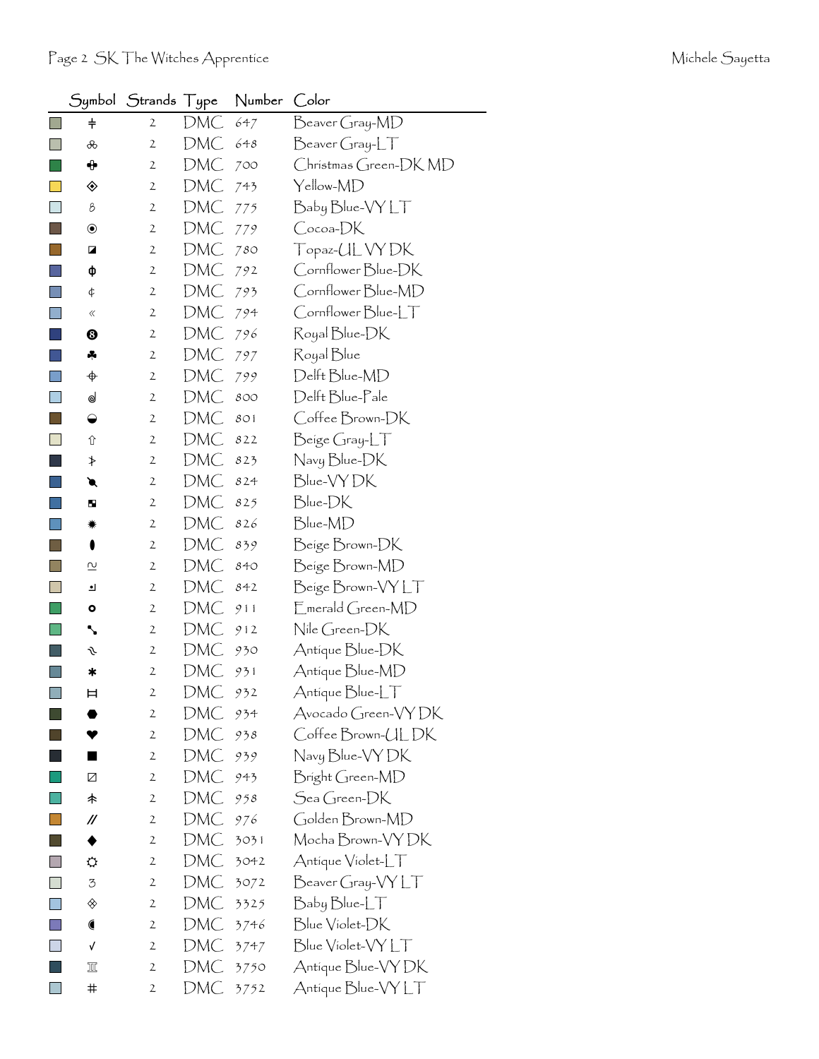| Symbol | Strands | Type | Number | Color |
|---|---|---|---|---|
| ≑ | 2 | DMC | 647 | Beaver Gray-MD |
| ஃ | 2 | DMC | 648 | Beaver Gray-LT |
| ✚ | 2 | DMC | 700 | Christmas Green-DK MD |
| ◈ | 2 | DMC | 743 | Yellow-MD |
| ɓ | 2 | DMC | 775 | Baby Blue-VY LT |
| ◉ | 2 | DMC | 779 | Cocoa-DK |
| ◪ | 2 | DMC | 780 | Topaz-UL VY DK |
| ɸ | 2 | DMC | 792 | Cornflower Blue-DK |
| ¢ | 2 | DMC | 793 | Cornflower Blue-MD |
| « | 2 | DMC | 794 | Cornflower Blue-LT |
| ❽ | 2 | DMC | 796 | Royal Blue-DK |
| ♣ | 2 | DMC | 797 | Royal Blue |
| ⌖ | 2 | DMC | 799 | Delft Blue-MD |
| ɗ | 2 | DMC | 800 | Delft Blue-Pale |
| ◒ | 2 | DMC | 801 | Coffee Brown-DK |
| ⇧ | 2 | DMC | 822 | Beige Gray-LT |
| ⊁ | 2 | DMC | 823 | Navy Blue-DK |
| ● | 2 | DMC | 824 | Blue-VY DK |
| ◘ | 2 | DMC | 825 | Blue-DK |
| ✷ | 2 | DMC | 826 | Blue-MD |
| ⬮ | 2 | DMC | 839 | Beige Brown-DK |
| ≈ | 2 | DMC | 840 | Beige Brown-MD |
| ◰ | 2 | DMC | 842 | Beige Brown-VY LT |
| o | 2 | DMC | 911 | Emerald Green-MD |
| ↘ | 2 | DMC | 912 | Nile Green-DK |
| ∿ | 2 | DMC | 930 | Antique Blue-DK |
| ✱ | 2 | DMC | 931 | Antique Blue-MD |
| ⌶ | 2 | DMC | 932 | Antique Blue-LT |
| ⬣ | 2 | DMC | 934 | Avocado Green-VY DK |
| ❤ | 2 | DMC | 938 | Coffee Brown-UL DK |
| ■ | 2 | DMC | 939 | Navy Blue-VY DK |
| ◩ | 2 | DMC | 943 | Bright Green-MD |
| 朩 | 2 | DMC | 958 | Sea Green-DK |
| // | 2 | DMC | 976 | Golden Brown-MD |
| ◆ | 2 | DMC | 3031 | Mocha Brown-VY DK |
| ☼ | 2 | DMC | 3042 | Antique Violet-LT |
| ʒ | 2 | DMC | 3072 | Beaver Gray-VY LT |
| ◈ | 2 | DMC | 3325 | Baby Blue-LT |
| ◖ | 2 | DMC | 3746 | Blue Violet-DK |
| √ | 2 | DMC | 3747 | Blue Violet-VY LT |
| ♊ | 2 | DMC | 3750 | Antique Blue-VY DK |
| # | 2 | DMC | 3752 | Antique Blue-VY LT |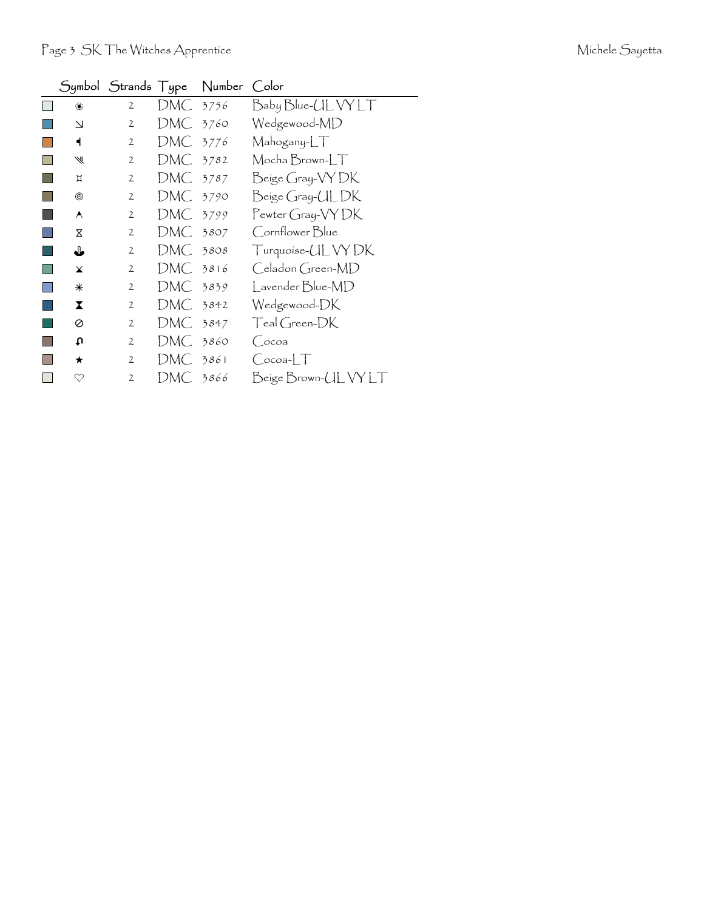| | Symbol | Strands | Type | Number | Color |
|---|---|---|---|---|---|
| | ❀ | 2 | DMC | 3756 | Baby Blue-UL VY LT |
| | ↘ | 2 | DMC | 3760 | Wedgewood-MD |
| | ◂ | 2 | DMC | 3776 | Mahogany-LT |
| | ⫷ | 2 | DMC | 3782 | Mocha Brown-LT |
| | ⌑ | 2 | DMC | 3787 | Beige Gray-VY DK |
| | ◎ | 2 | DMC | 3790 | Beige Gray-UL DK |
| | ∧ | 2 | DMC | 3799 | Pewter Gray-VY DK |
| | ⧖ | 2 | DMC | 3807 | Cornflower Blue |
| | ⚓ | 2 | DMC | 3808 | Turquoise-UL VY DK |
| | ⨯ | 2 | DMC | 3816 | Celadon Green-MD |
| | ✳ | 2 | DMC | 3839 | Lavender Blue-MD |
| | ⧗ | 2 | DMC | 3842 | Wedgewood-DK |
| | ⊘ | 2 | DMC | 3847 | Teal Green-DK |
| | ↶ | 2 | DMC | 3860 | Cocoa |
| | ★ | 2 | DMC | 3861 | Cocoa-LT |
| | ♡ | 2 | DMC | 3866 | Beige Brown-UL VY LT |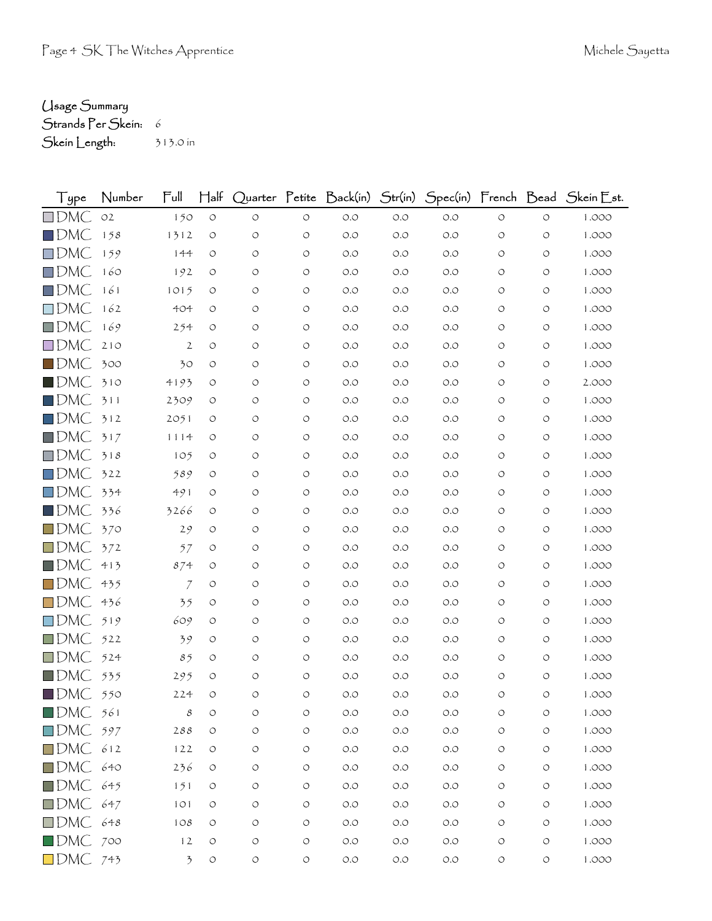Usage Summary

Strands Per Skein: 6

Skein Length: 313.0 in

| Type | Number | Full | Half | Quarter | Petite | Back(in) | Str(in) | Spec(in) | French | Bead | Skein Est. |
|---|---|---|---|---|---|---|---|---|---|---|---|
| DMC | 02 | 150 | 0 | 0 | 0 | 0.0 | 0.0 | 0.0 | 0 | 0 | 1.000 |
| DMC | 158 | 1312 | 0 | 0 | 0 | 0.0 | 0.0 | 0.0 | 0 | 0 | 1.000 |
| DMC | 159 | 144 | 0 | 0 | 0 | 0.0 | 0.0 | 0.0 | 0 | 0 | 1.000 |
| DMC | 160 | 192 | 0 | 0 | 0 | 0.0 | 0.0 | 0.0 | 0 | 0 | 1.000 |
| DMC | 161 | 1015 | 0 | 0 | 0 | 0.0 | 0.0 | 0.0 | 0 | 0 | 1.000 |
| DMC | 162 | 404 | 0 | 0 | 0 | 0.0 | 0.0 | 0.0 | 0 | 0 | 1.000 |
| DMC | 169 | 254 | 0 | 0 | 0 | 0.0 | 0.0 | 0.0 | 0 | 0 | 1.000 |
| DMC | 210 | 2 | 0 | 0 | 0 | 0.0 | 0.0 | 0.0 | 0 | 0 | 1.000 |
| DMC | 300 | 30 | 0 | 0 | 0 | 0.0 | 0.0 | 0.0 | 0 | 0 | 1.000 |
| DMC | 310 | 4193 | 0 | 0 | 0 | 0.0 | 0.0 | 0.0 | 0 | 0 | 2.000 |
| DMC | 311 | 2309 | 0 | 0 | 0 | 0.0 | 0.0 | 0.0 | 0 | 0 | 1.000 |
| DMC | 312 | 2051 | 0 | 0 | 0 | 0.0 | 0.0 | 0.0 | 0 | 0 | 1.000 |
| DMC | 317 | 1114 | 0 | 0 | 0 | 0.0 | 0.0 | 0.0 | 0 | 0 | 1.000 |
| DMC | 318 | 105 | 0 | 0 | 0 | 0.0 | 0.0 | 0.0 | 0 | 0 | 1.000 |
| DMC | 322 | 589 | 0 | 0 | 0 | 0.0 | 0.0 | 0.0 | 0 | 0 | 1.000 |
| DMC | 334 | 491 | 0 | 0 | 0 | 0.0 | 0.0 | 0.0 | 0 | 0 | 1.000 |
| DMC | 336 | 3266 | 0 | 0 | 0 | 0.0 | 0.0 | 0.0 | 0 | 0 | 1.000 |
| DMC | 370 | 29 | 0 | 0 | 0 | 0.0 | 0.0 | 0.0 | 0 | 0 | 1.000 |
| DMC | 372 | 57 | 0 | 0 | 0 | 0.0 | 0.0 | 0.0 | 0 | 0 | 1.000 |
| DMC | 413 | 874 | 0 | 0 | 0 | 0.0 | 0.0 | 0.0 | 0 | 0 | 1.000 |
| DMC | 435 | 7 | 0 | 0 | 0 | 0.0 | 0.0 | 0.0 | 0 | 0 | 1.000 |
| DMC | 436 | 35 | 0 | 0 | 0 | 0.0 | 0.0 | 0.0 | 0 | 0 | 1.000 |
| DMC | 519 | 609 | 0 | 0 | 0 | 0.0 | 0.0 | 0.0 | 0 | 0 | 1.000 |
| DMC | 522 | 39 | 0 | 0 | 0 | 0.0 | 0.0 | 0.0 | 0 | 0 | 1.000 |
| DMC | 524 | 85 | 0 | 0 | 0 | 0.0 | 0.0 | 0.0 | 0 | 0 | 1.000 |
| DMC | 535 | 295 | 0 | 0 | 0 | 0.0 | 0.0 | 0.0 | 0 | 0 | 1.000 |
| DMC | 550 | 224 | 0 | 0 | 0 | 0.0 | 0.0 | 0.0 | 0 | 0 | 1.000 |
| DMC | 561 | 8 | 0 | 0 | 0 | 0.0 | 0.0 | 0.0 | 0 | 0 | 1.000 |
| DMC | 597 | 288 | 0 | 0 | 0 | 0.0 | 0.0 | 0.0 | 0 | 0 | 1.000 |
| DMC | 612 | 122 | 0 | 0 | 0 | 0.0 | 0.0 | 0.0 | 0 | 0 | 1.000 |
| DMC | 640 | 236 | 0 | 0 | 0 | 0.0 | 0.0 | 0.0 | 0 | 0 | 1.000 |
| DMC | 645 | 151 | 0 | 0 | 0 | 0.0 | 0.0 | 0.0 | 0 | 0 | 1.000 |
| DMC | 647 | 101 | 0 | 0 | 0 | 0.0 | 0.0 | 0.0 | 0 | 0 | 1.000 |
| DMC | 648 | 108 | 0 | 0 | 0 | 0.0 | 0.0 | 0.0 | 0 | 0 | 1.000 |
| DMC | 700 | 12 | 0 | 0 | 0 | 0.0 | 0.0 | 0.0 | 0 | 0 | 1.000 |
| DMC | 743 | 3 | 0 | 0 | 0 | 0.0 | 0.0 | 0.0 | 0 | 0 | 1.000 |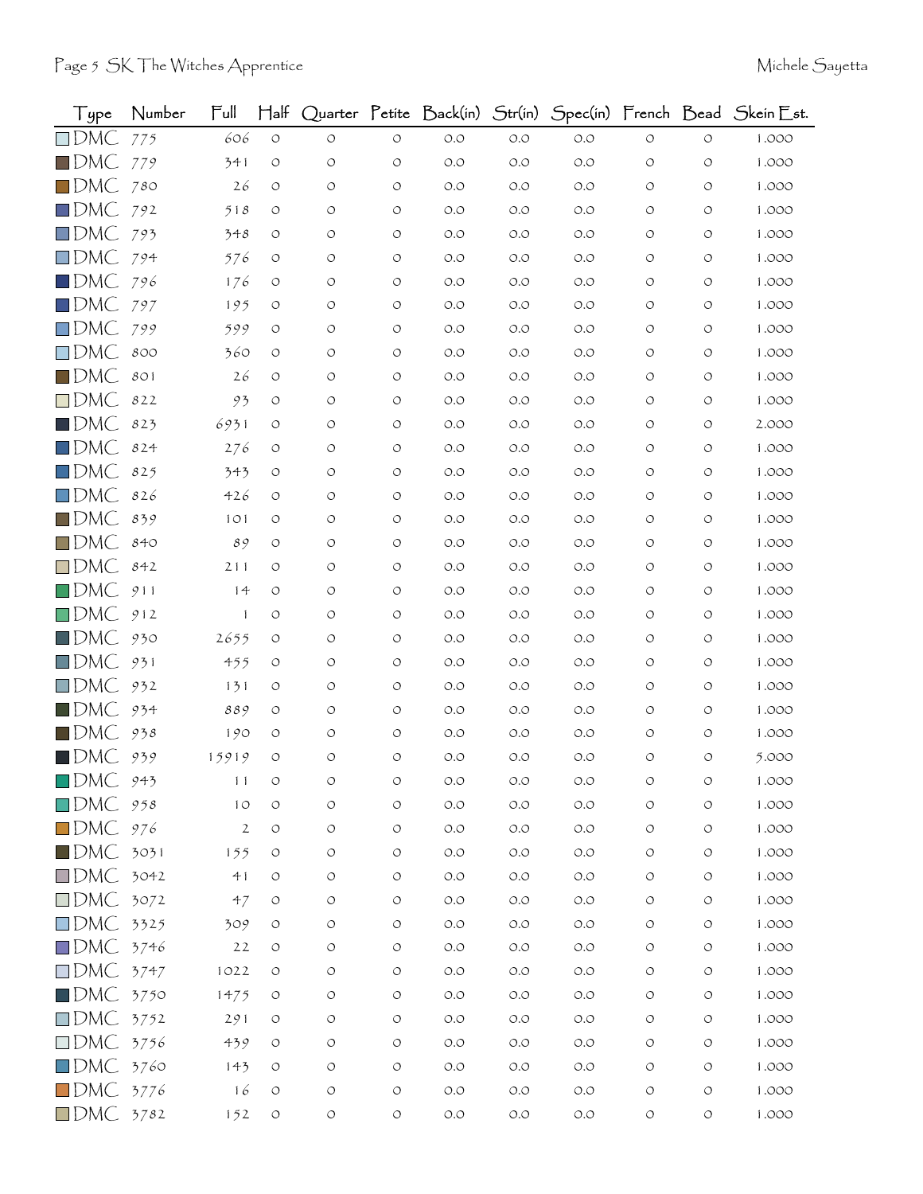| Type | Number | Full | Half | Quarter | Petite | Back(in) | Str(in) | Spec(in) | French | Bead | Skein Est. |
|---|---|---|---|---|---|---|---|---|---|---|---|
| DMC | 775 | 606 | 0 | 0 | 0 | 0.0 | 0.0 | 0.0 | 0 | 0 | 1.000 |
| DMC | 779 | 341 | 0 | 0 | 0 | 0.0 | 0.0 | 0.0 | 0 | 0 | 1.000 |
| DMC | 780 | 26 | 0 | 0 | 0 | 0.0 | 0.0 | 0.0 | 0 | 0 | 1.000 |
| DMC | 792 | 518 | 0 | 0 | 0 | 0.0 | 0.0 | 0.0 | 0 | 0 | 1.000 |
| DMC | 793 | 348 | 0 | 0 | 0 | 0.0 | 0.0 | 0.0 | 0 | 0 | 1.000 |
| DMC | 794 | 576 | 0 | 0 | 0 | 0.0 | 0.0 | 0.0 | 0 | 0 | 1.000 |
| DMC | 796 | 176 | 0 | 0 | 0 | 0.0 | 0.0 | 0.0 | 0 | 0 | 1.000 |
| DMC | 797 | 195 | 0 | 0 | 0 | 0.0 | 0.0 | 0.0 | 0 | 0 | 1.000 |
| DMC | 799 | 599 | 0 | 0 | 0 | 0.0 | 0.0 | 0.0 | 0 | 0 | 1.000 |
| DMC | 800 | 360 | 0 | 0 | 0 | 0.0 | 0.0 | 0.0 | 0 | 0 | 1.000 |
| DMC | 801 | 26 | 0 | 0 | 0 | 0.0 | 0.0 | 0.0 | 0 | 0 | 1.000 |
| DMC | 822 | 93 | 0 | 0 | 0 | 0.0 | 0.0 | 0.0 | 0 | 0 | 1.000 |
| DMC | 823 | 6931 | 0 | 0 | 0 | 0.0 | 0.0 | 0.0 | 0 | 0 | 2.000 |
| DMC | 824 | 276 | 0 | 0 | 0 | 0.0 | 0.0 | 0.0 | 0 | 0 | 1.000 |
| DMC | 825 | 343 | 0 | 0 | 0 | 0.0 | 0.0 | 0.0 | 0 | 0 | 1.000 |
| DMC | 826 | 426 | 0 | 0 | 0 | 0.0 | 0.0 | 0.0 | 0 | 0 | 1.000 |
| DMC | 839 | 101 | 0 | 0 | 0 | 0.0 | 0.0 | 0.0 | 0 | 0 | 1.000 |
| DMC | 840 | 89 | 0 | 0 | 0 | 0.0 | 0.0 | 0.0 | 0 | 0 | 1.000 |
| DMC | 842 | 211 | 0 | 0 | 0 | 0.0 | 0.0 | 0.0 | 0 | 0 | 1.000 |
| DMC | 911 | 14 | 0 | 0 | 0 | 0.0 | 0.0 | 0.0 | 0 | 0 | 1.000 |
| DMC | 912 | 1 | 0 | 0 | 0 | 0.0 | 0.0 | 0.0 | 0 | 0 | 1.000 |
| DMC | 930 | 2655 | 0 | 0 | 0 | 0.0 | 0.0 | 0.0 | 0 | 0 | 1.000 |
| DMC | 931 | 455 | 0 | 0 | 0 | 0.0 | 0.0 | 0.0 | 0 | 0 | 1.000 |
| DMC | 932 | 131 | 0 | 0 | 0 | 0.0 | 0.0 | 0.0 | 0 | 0 | 1.000 |
| DMC | 934 | 889 | 0 | 0 | 0 | 0.0 | 0.0 | 0.0 | 0 | 0 | 1.000 |
| DMC | 938 | 190 | 0 | 0 | 0 | 0.0 | 0.0 | 0.0 | 0 | 0 | 1.000 |
| DMC | 939 | 15919 | 0 | 0 | 0 | 0.0 | 0.0 | 0.0 | 0 | 0 | 5.000 |
| DMC | 943 | 11 | 0 | 0 | 0 | 0.0 | 0.0 | 0.0 | 0 | 0 | 1.000 |
| DMC | 958 | 10 | 0 | 0 | 0 | 0.0 | 0.0 | 0.0 | 0 | 0 | 1.000 |
| DMC | 976 | 2 | 0 | 0 | 0 | 0.0 | 0.0 | 0.0 | 0 | 0 | 1.000 |
| DMC | 3031 | 155 | 0 | 0 | 0 | 0.0 | 0.0 | 0.0 | 0 | 0 | 1.000 |
| DMC | 3042 | 41 | 0 | 0 | 0 | 0.0 | 0.0 | 0.0 | 0 | 0 | 1.000 |
| DMC | 3072 | 47 | 0 | 0 | 0 | 0.0 | 0.0 | 0.0 | 0 | 0 | 1.000 |
| DMC | 3325 | 309 | 0 | 0 | 0 | 0.0 | 0.0 | 0.0 | 0 | 0 | 1.000 |
| DMC | 3746 | 22 | 0 | 0 | 0 | 0.0 | 0.0 | 0.0 | 0 | 0 | 1.000 |
| DMC | 3747 | 1022 | 0 | 0 | 0 | 0.0 | 0.0 | 0.0 | 0 | 0 | 1.000 |
| DMC | 3750 | 1475 | 0 | 0 | 0 | 0.0 | 0.0 | 0.0 | 0 | 0 | 1.000 |
| DMC | 3752 | 291 | 0 | 0 | 0 | 0.0 | 0.0 | 0.0 | 0 | 0 | 1.000 |
| DMC | 3756 | 439 | 0 | 0 | 0 | 0.0 | 0.0 | 0.0 | 0 | 0 | 1.000 |
| DMC | 3760 | 143 | 0 | 0 | 0 | 0.0 | 0.0 | 0.0 | 0 | 0 | 1.000 |
| DMC | 3776 | 16 | 0 | 0 | 0 | 0.0 | 0.0 | 0.0 | 0 | 0 | 1.000 |
| DMC | 3782 | 152 | 0 | 0 | 0 | 0.0 | 0.0 | 0.0 | 0 | 0 | 1.000 |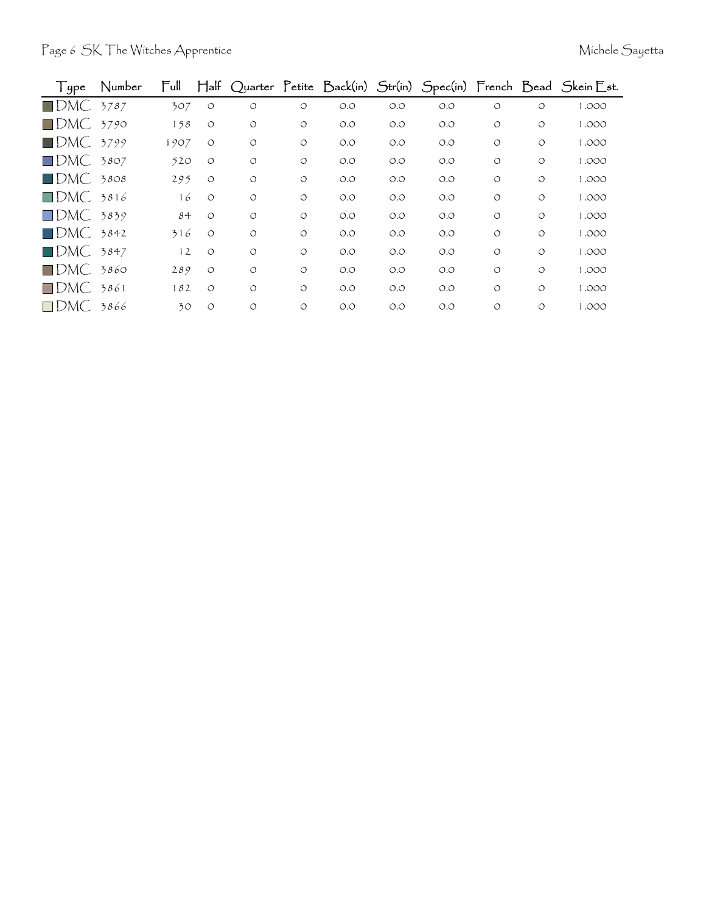| Type | Number | Full | Half | Quarter | Petite | Back(in) | Str(in) | Spec(in) | French | Bead | Skein Est. |
|---|---|---|---|---|---|---|---|---|---|---|---|
| DMC | 3787 | 307 | 0 | 0 | 0 | 0.0 | 0.0 | 0.0 | 0 | 0 | 1.000 |
| DMC | 3790 | 158 | 0 | 0 | 0 | 0.0 | 0.0 | 0.0 | 0 | 0 | 1.000 |
| DMC | 3799 | 1907 | 0 | 0 | 0 | 0.0 | 0.0 | 0.0 | 0 | 0 | 1.000 |
| DMC | 3807 | 520 | 0 | 0 | 0 | 0.0 | 0.0 | 0.0 | 0 | 0 | 1.000 |
| DMC | 3808 | 295 | 0 | 0 | 0 | 0.0 | 0.0 | 0.0 | 0 | 0 | 1.000 |
| DMC | 3816 | 16 | 0 | 0 | 0 | 0.0 | 0.0 | 0.0 | 0 | 0 | 1.000 |
| DMC | 3839 | 84 | 0 | 0 | 0 | 0.0 | 0.0 | 0.0 | 0 | 0 | 1.000 |
| DMC | 3842 | 316 | 0 | 0 | 0 | 0.0 | 0.0 | 0.0 | 0 | 0 | 1.000 |
| DMC | 3847 | 12 | 0 | 0 | 0 | 0.0 | 0.0 | 0.0 | 0 | 0 | 1.000 |
| DMC | 3860 | 289 | 0 | 0 | 0 | 0.0 | 0.0 | 0.0 | 0 | 0 | 1.000 |
| DMC | 3861 | 182 | 0 | 0 | 0 | 0.0 | 0.0 | 0.0 | 0 | 0 | 1.000 |
| DMC | 3866 | 30 | 0 | 0 | 0 | 0.0 | 0.0 | 0.0 | 0 | 0 | 1.000 |